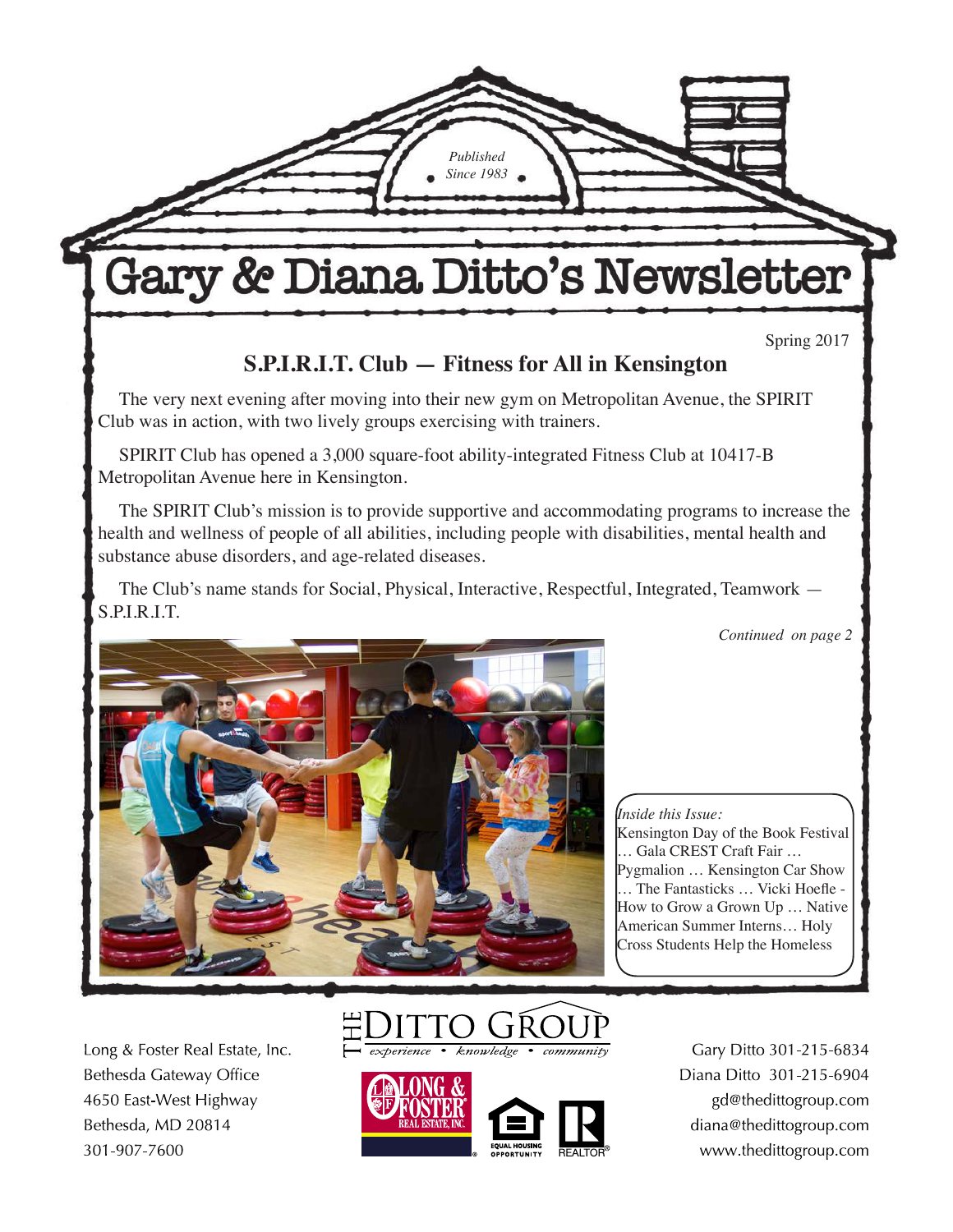*Published Since 1983*

# Gary & Diana Ditto's Newsletter

Spring 2017

## S.P.I.R.I.T. Club — Fitness for All in Kensington

The very next evening after moving into their new gym on Metropolitan Avenue, the SPIRIT Club was in action, with two lively groups exercising with trainers.

SPIRIT Club has opened a 3,000 square-foot ability-integrated Fitness Club at 10417-B Metropolitan Avenue here in Kensington.

The SPIRIT Club's mission is to provide supportive and accommodating programs to increase the health and wellness of people of all abilities, including people with disabilities, mental health and substance abuse disorders, and age-related diseases.

The Club's name stands for Social, Physical, Interactive, Respectful, Integrated, Teamwork — S.P.I.R.I.T.

*Continued on page 2*

*Inside this Issue:*
Kensington Day of the Book Festival … Gala CREST Craft Fair … Pygmalion … Kensington Car Show … The Fantasticks … Vicki Hoefle - How to Grow a Grown Up … Native American Summer Interns… Holy Cross Students Help the Homeless

THE DITTO GROUP
*experience • knowledge • community*

Long & Foster Real Estate, Inc.
Bethesda Gateway Office
4650 East-West Highway
Bethesda, MD 20814
301-907-7600

Gary Ditto 301-215-6834
Diana Ditto 301-215-6904
gd@thedittogroup.com
diana@thedittogroup.com
www.thedittogroup.com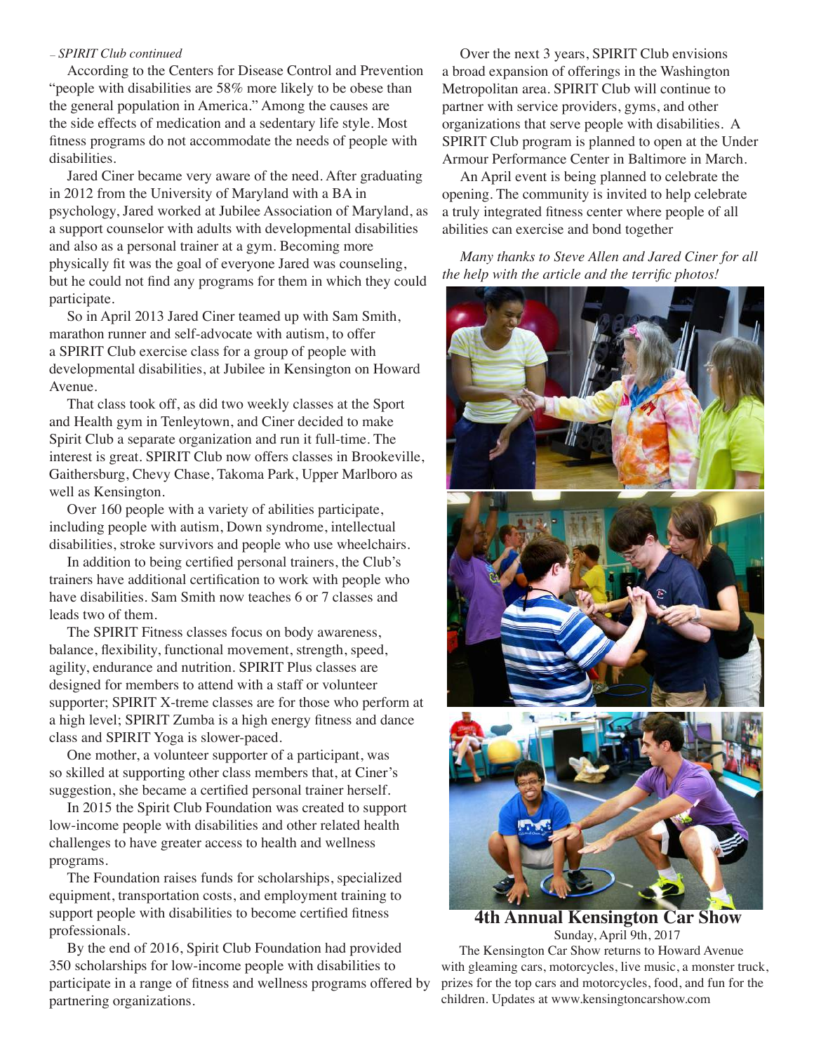*– SPIRIT Club continued*

According to the Centers for Disease Control and Prevention "people with disabilities are 58% more likely to be obese than the general population in America." Among the causes are the side effects of medication and a sedentary life style. Most fitness programs do not accommodate the needs of people with disabilities.

Jared Ciner became very aware of the need. After graduating in 2012 from the University of Maryland with a BA in psychology, Jared worked at Jubilee Association of Maryland, as a support counselor with adults with developmental disabilities and also as a personal trainer at a gym. Becoming more physically fit was the goal of everyone Jared was counseling, but he could not find any programs for them in which they could participate.

So in April 2013 Jared Ciner teamed up with Sam Smith, marathon runner and self-advocate with autism, to offer a SPIRIT Club exercise class for a group of people with developmental disabilities, at Jubilee in Kensington on Howard Avenue.

That class took off, as did two weekly classes at the Sport and Health gym in Tenleytown, and Ciner decided to make Spirit Club a separate organization and run it full-time. The interest is great. SPIRIT Club now offers classes in Brookeville, Gaithersburg, Chevy Chase, Takoma Park, Upper Marlboro as well as Kensington.

Over 160 people with a variety of abilities participate, including people with autism, Down syndrome, intellectual disabilities, stroke survivors and people who use wheelchairs.

In addition to being certified personal trainers, the Club's trainers have additional certification to work with people who have disabilities. Sam Smith now teaches 6 or 7 classes and leads two of them.

The SPIRIT Fitness classes focus on body awareness, balance, flexibility, functional movement, strength, speed, agility, endurance and nutrition. SPIRIT Plus classes are designed for members to attend with a staff or volunteer supporter; SPIRIT X-treme classes are for those who perform at a high level; SPIRIT Zumba is a high energy fitness and dance class and SPIRIT Yoga is slower-paced.

One mother, a volunteer supporter of a participant, was so skilled at supporting other class members that, at Ciner's suggestion, she became a certified personal trainer herself.

In 2015 the Spirit Club Foundation was created to support low-income people with disabilities and other related health challenges to have greater access to health and wellness programs.

The Foundation raises funds for scholarships, specialized equipment, transportation costs, and employment training to support people with disabilities to become certified fitness professionals.

By the end of 2016, Spirit Club Foundation had provided 350 scholarships for low-income people with disabilities to participate in a range of fitness and wellness programs offered by partnering organizations.

Over the next 3 years, SPIRIT Club envisions a broad expansion of offerings in the Washington Metropolitan area. SPIRIT Club will continue to partner with service providers, gyms, and other organizations that serve people with disabilities. A SPIRIT Club program is planned to open at the Under Armour Performance Center in Baltimore in March.

An April event is being planned to celebrate the opening. The community is invited to help celebrate a truly integrated fitness center where people of all abilities can exercise and bond together

*Many thanks to Steve Allen and Jared Ciner for all the help with the article and the terrific photos!*

## 4th Annual Kensington Car Show

Sunday, April 9th, 2017

The Kensington Car Show returns to Howard Avenue with gleaming cars, motorcycles, live music, a monster truck, prizes for the top cars and motorcycles, food, and fun for the children. Updates at www.kensingtoncarshow.com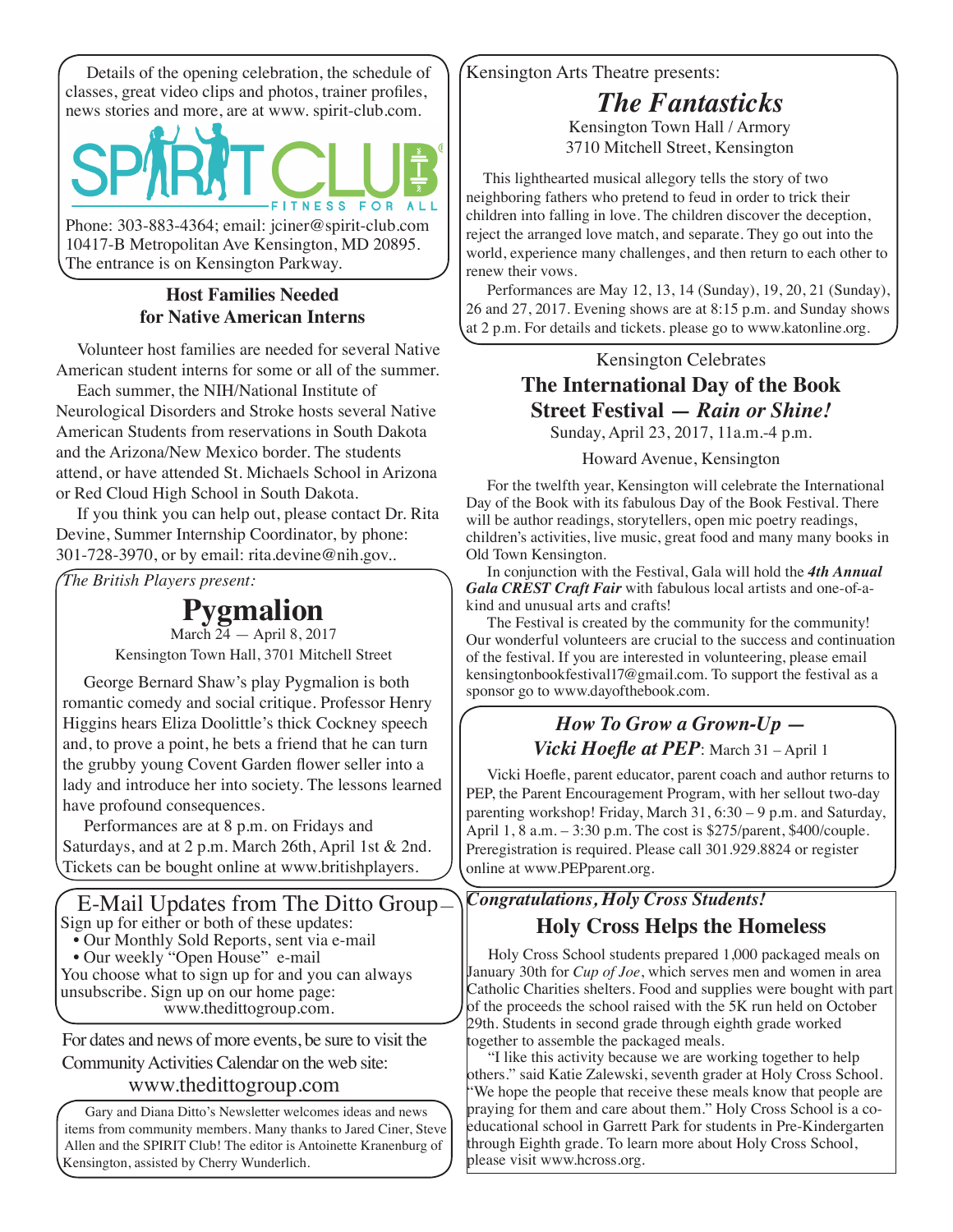Details of the opening celebration, the schedule of classes, great video clips and photos, trainer profiles, news stories and more, are at www. spirit-club.com.

SPIRIT CLUB
FITNESS FOR ALL

Phone: 303-883-4364; email: jciner@spirit-club.com
10417-B Metropolitan Ave Kensington, MD 20895.
The entrance is on Kensington Parkway.

### Host Families Needed for Native American Interns

Volunteer host families are needed for several Native American student interns for some or all of the summer.

Each summer, the NIH/National Institute of Neurological Disorders and Stroke hosts several Native American Students from reservations in South Dakota and the Arizona/New Mexico border. The students attend, or have attended St. Michaels School in Arizona or Red Cloud High School in South Dakota.

If you think you can help out, please contact Dr. Rita Devine, Summer Internship Coordinator, by phone: 301-728-3970, or by email: rita.devine@nih.gov..

*The British Players present:*

## Pygmalion

March 24 — April 8, 2017
Kensington Town Hall, 3701 Mitchell Street

George Bernard Shaw's play Pygmalion is both romantic comedy and social critique. Professor Henry Higgins hears Eliza Doolittle's thick Cockney speech and, to prove a point, he bets a friend that he can turn the grubby young Covent Garden flower seller into a lady and introduce her into society. The lessons learned have profound consequences.

Performances are at 8 p.m. on Fridays and Saturdays, and at 2 p.m. March 26th, April 1st & 2nd. Tickets can be bought online at www.britishplayers.

## E-Mail Updates from The Ditto Group

Sign up for either or both of these updates:

- Our Monthly Sold Reports, sent via e-mail
- Our weekly "Open House" e-mail

You choose what to sign up for and you can always unsubscribe. Sign up on our home page: www.thedittogroup.com.

For dates and news of more events, be sure to visit the Community Activities Calendar on the web site: www.thedittogroup.com

Gary and Diana Ditto's Newsletter welcomes ideas and news items from community members. Many thanks to Jared Ciner, Steve Allen and the SPIRIT Club! The editor is Antoinette Kranenburg of Kensington, assisted by Cherry Wunderlich.

Kensington Arts Theatre presents:

## *The Fantasticks*

Kensington Town Hall / Armory
3710 Mitchell Street, Kensington

This lighthearted musical allegory tells the story of two neighboring fathers who pretend to feud in order to trick their children into falling in love. The children discover the deception, reject the arranged love match, and separate. They go out into the world, experience many challenges, and then return to each other to renew their vows.

Performances are May 12, 13, 14 (Sunday), 19, 20, 21 (Sunday), 26 and 27, 2017. Evening shows are at 8:15 p.m. and Sunday shows at 2 p.m. For details and tickets. please go to www.katonline.org.

Kensington Celebrates

## The International Day of the Book Street Festival — *Rain or Shine!*

Sunday, April 23, 2017, 11a.m.-4 p.m.

Howard Avenue, Kensington

For the twelfth year, Kensington will celebrate the International Day of the Book with its fabulous Day of the Book Festival. There will be author readings, storytellers, open mic poetry readings, children's activities, live music, great food and many many books in Old Town Kensington.

In conjunction with the Festival, Gala will hold the ***4th Annual Gala CREST Craft Fair*** with fabulous local artists and one-of-a-kind and unusual arts and crafts!

The Festival is created by the community for the community! Our wonderful volunteers are crucial to the success and continuation of the festival. If you are interested in volunteering, please email kensingtonbookfestival17@gmail.com. To support the festival as a sponsor go to www.dayofthebook.com.

### *How To Grow a Grown-Up — Vicki Hoefle at PEP*: March 31 – April 1

Vicki Hoefle, parent educator, parent coach and author returns to PEP, the Parent Encouragement Program, with her sellout two-day parenting workshop! Friday, March 31, 6:30 – 9 p.m. and Saturday, April 1, 8 a.m. – 3:30 p.m. The cost is $275/parent, $400/couple. Preregistration is required. Please call 301.929.8824 or register online at www.PEPparent.org.

***Congratulations, Holy Cross Students!***

### Holy Cross Helps the Homeless

Holy Cross School students prepared 1,000 packaged meals on January 30th for *Cup of Joe*, which serves men and women in area Catholic Charities shelters. Food and supplies were bought with part of the proceeds the school raised with the 5K run held on October 29th. Students in second grade through eighth grade worked together to assemble the packaged meals.

"I like this activity because we are working together to help others." said Katie Zalewski, seventh grader at Holy Cross School. "We hope the people that receive these meals know that people are praying for them and care about them." Holy Cross School is a co-educational school in Garrett Park for students in Pre-Kindergarten through Eighth grade. To learn more about Holy Cross School, please visit www.hcross.org.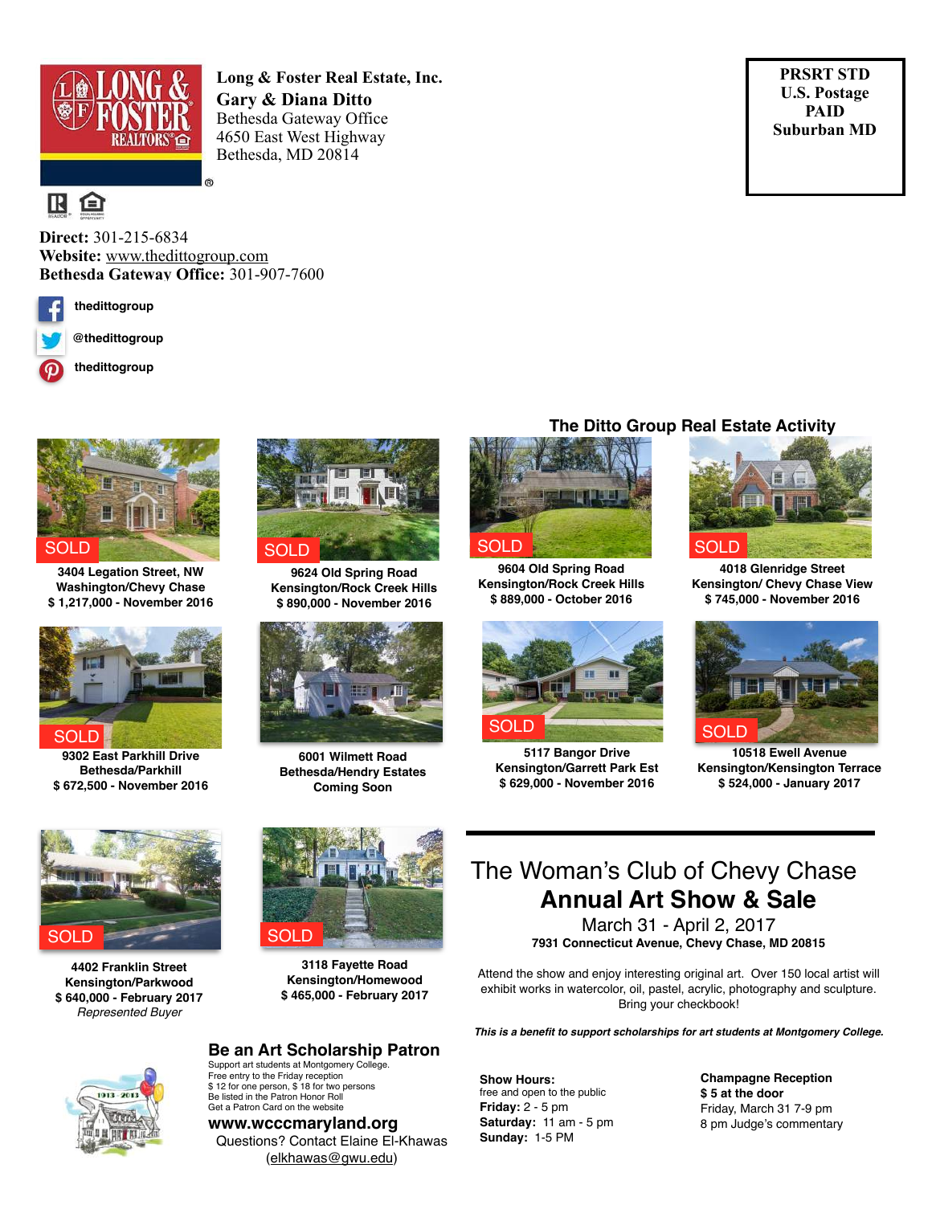**Long & Foster Real Estate, Inc.**
**Gary & Diana Ditto**
Bethesda Gateway Office
4650 East West Highway
Bethesda, MD 20814

**PRSRT STD**
**U.S. Postage**
**PAID**
**Suburban MD**

**Direct:** 301-215-6834
**Website:** www.thedittogroup.com
**Bethesda Gateway Office:** 301-907-7600

**thedittogroup**

**@thedittogroup**

**thedittogroup**

## The Ditto Group Real Estate Activity

SOLD
**3404 Legation Street, NW**
**Washington/Chevy Chase**
**$ 1,217,000 - November 2016**

SOLD
**9624 Old Spring Road**
**Kensington/Rock Creek Hills**
**$ 890,000 - November 2016**

SOLD
**9604 Old Spring Road**
**Kensington/Rock Creek Hills**
**$ 889,000 - October 2016**

SOLD
**4018 Glenridge Street**
**Kensington/ Chevy Chase View**
**$ 745,000 - November 2016**

SOLD
**9302 East Parkhill Drive**
**Bethesda/Parkhill**
**$ 672,500 - November 2016**

**6001 Wilmett Road**
**Bethesda/Hendry Estates**
**Coming Soon**

SOLD
**5117 Bangor Drive**
**Kensington/Garrett Park Est**
**$ 629,000 - November 2016**

SOLD
**10518 Ewell Avenue**
**Kensington/Kensington Terrace**
**$ 524,000 - January 2017**

SOLD
**4402 Franklin Street**
**Kensington/Parkwood**
**$ 640,000 - February 2017**
*Represented Buyer*

SOLD
**3118 Fayette Road**
**Kensington/Homewood**
**$ 465,000 - February 2017**

## The Woman's Club of Chevy Chase
## Annual Art Show & Sale

March 31 - April 2, 2017
**7931 Connecticut Avenue, Chevy Chase, MD 20815**

Attend the show and enjoy interesting original art. Over 150 local artist will exhibit works in watercolor, oil, pastel, acrylic, photography and sculpture. Bring your checkbook!

***This is a benefit to support scholarships for art students at Montgomery College.***

**Show Hours:**
free and open to the public
**Friday:** 2 - 5 pm
**Saturday:** 11 am - 5 pm
**Sunday:** 1-5 PM

**Champagne Reception**
**$ 5 at the door**
Friday, March 31 7-9 pm
8 pm Judge's commentary

### Be an Art Scholarship Patron

1913 - 2013

Support art students at Montgomery College.
Free entry to the Friday reception
$ 12 for one person, $ 18 for two persons
Be listed in the Patron Honor Roll
Get a Patron Card on the website

**www.wcccmaryland.org**
Questions? Contact Elaine El-Khawas (elkhawas@gwu.edu)